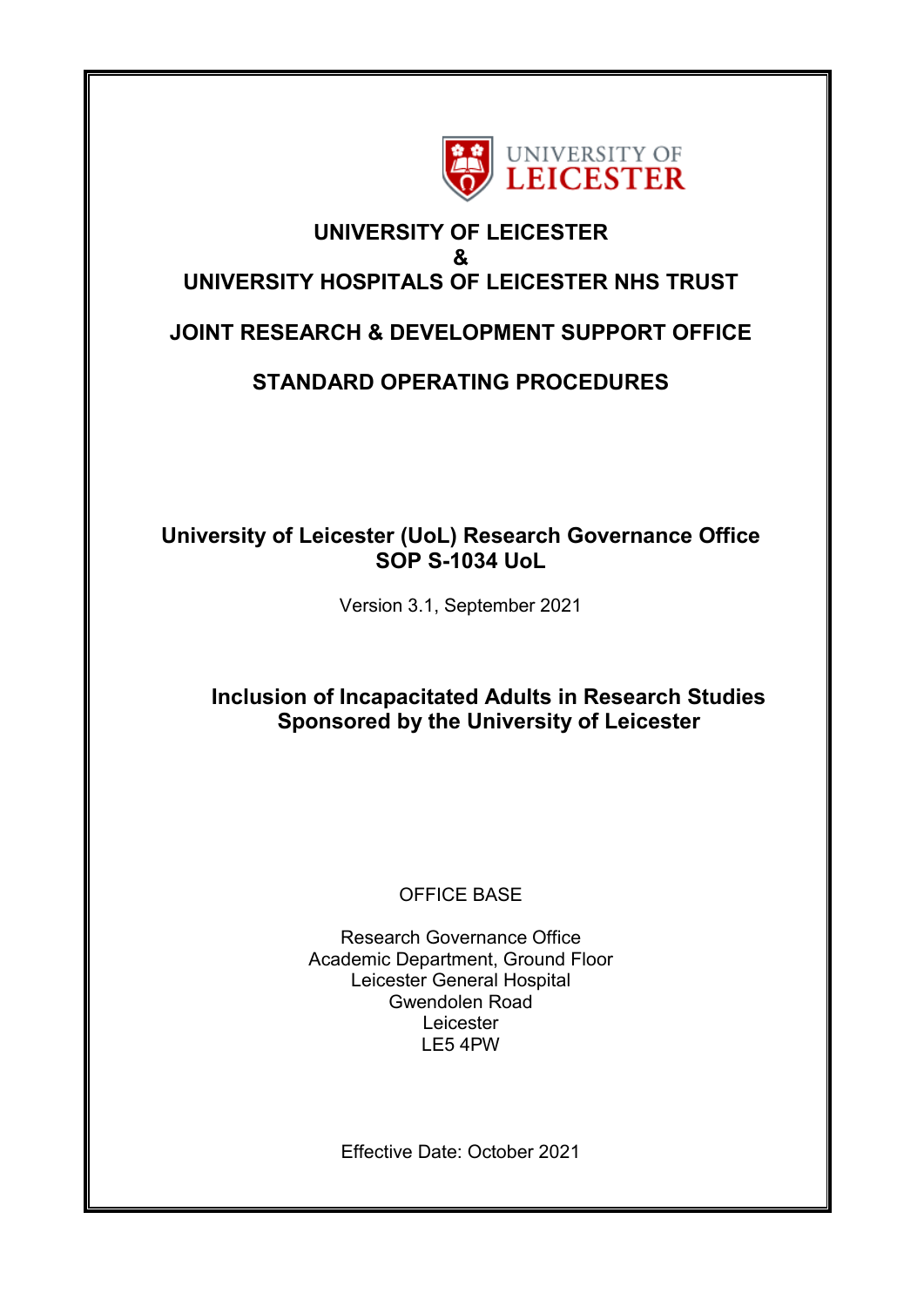**UNIVERSITY OF LEICESTER**
**&**
**UNIVERSITY HOSPITALS OF LEICESTER NHS TRUST**

**JOINT RESEARCH & DEVELOPMENT SUPPORT OFFICE**

**STANDARD OPERATING PROCEDURES**

**University of Leicester (UoL) Research Governance Office**
**SOP S-1034 UoL**

Version 3.1, September 2021

# Inclusion of Incapacitated Adults in Research Studies Sponsored by the University of Leicester

OFFICE BASE

Research Governance Office
Academic Department, Ground Floor
Leicester General Hospital
Gwendolen Road
Leicester
LE5 4PW

Effective Date: October 2021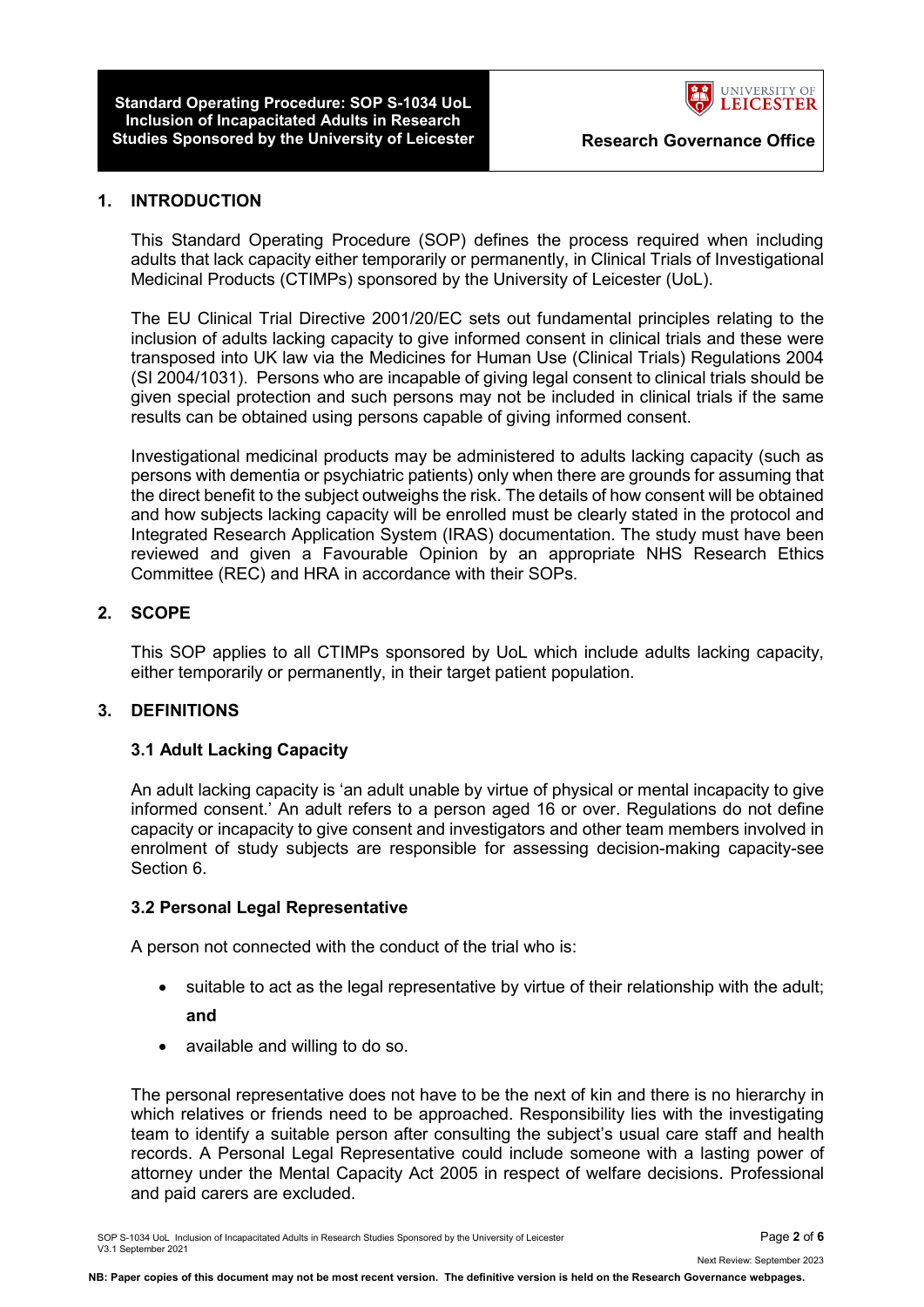## 1. INTRODUCTION

This Standard Operating Procedure (SOP) defines the process required when including adults that lack capacity either temporarily or permanently, in Clinical Trials of Investigational Medicinal Products (CTIMPs) sponsored by the University of Leicester (UoL).

The EU Clinical Trial Directive 2001/20/EC sets out fundamental principles relating to the inclusion of adults lacking capacity to give informed consent in clinical trials and these were transposed into UK law via the Medicines for Human Use (Clinical Trials) Regulations 2004 (SI 2004/1031). Persons who are incapable of giving legal consent to clinical trials should be given special protection and such persons may not be included in clinical trials if the same results can be obtained using persons capable of giving informed consent.

Investigational medicinal products may be administered to adults lacking capacity (such as persons with dementia or psychiatric patients) only when there are grounds for assuming that the direct benefit to the subject outweighs the risk. The details of how consent will be obtained and how subjects lacking capacity will be enrolled must be clearly stated in the protocol and Integrated Research Application System (IRAS) documentation. The study must have been reviewed and given a Favourable Opinion by an appropriate NHS Research Ethics Committee (REC) and HRA in accordance with their SOPs.

## 2. SCOPE

This SOP applies to all CTIMPs sponsored by UoL which include adults lacking capacity, either temporarily or permanently, in their target patient population.

## 3. DEFINITIONS

### 3.1 Adult Lacking Capacity

An adult lacking capacity is 'an adult unable by virtue of physical or mental incapacity to give informed consent.' An adult refers to a person aged 16 or over. Regulations do not define capacity or incapacity to give consent and investigators and other team members involved in enrolment of study subjects are responsible for assessing decision-making capacity-see Section 6.

### 3.2 Personal Legal Representative

A person not connected with the conduct of the trial who is:

- suitable to act as the legal representative by virtue of their relationship with the adult; **and**
- available and willing to do so.

The personal representative does not have to be the next of kin and there is no hierarchy in which relatives or friends need to be approached. Responsibility lies with the investigating team to identify a suitable person after consulting the subject's usual care staff and health records. A Personal Legal Representative could include someone with a lasting power of attorney under the Mental Capacity Act 2005 in respect of welfare decisions. Professional and paid carers are excluded.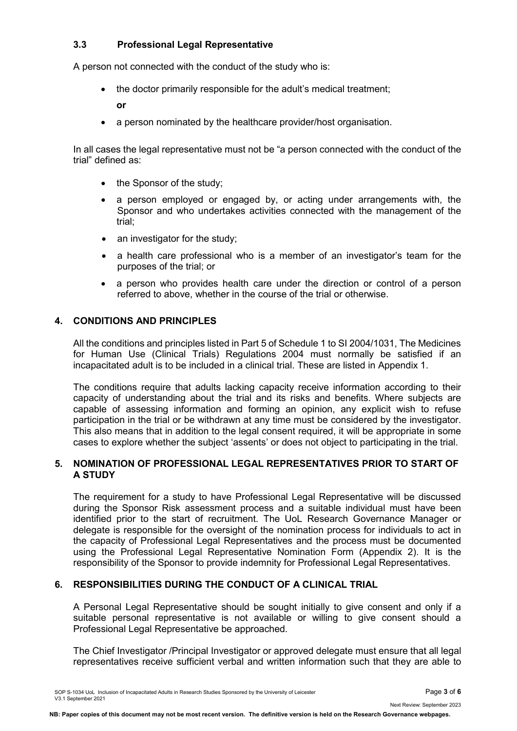### 3.3 Professional Legal Representative

A person not connected with the conduct of the study who is:

- the doctor primarily responsible for the adult's medical treatment;

  **or**

- a person nominated by the healthcare provider/host organisation.

In all cases the legal representative must not be "a person connected with the conduct of the trial" defined as:

- the Sponsor of the study;
- a person employed or engaged by, or acting under arrangements with, the Sponsor and who undertakes activities connected with the management of the trial;
- an investigator for the study;
- a health care professional who is a member of an investigator's team for the purposes of the trial; or
- a person who provides health care under the direction or control of a person referred to above, whether in the course of the trial or otherwise.

## 4. CONDITIONS AND PRINCIPLES

All the conditions and principles listed in Part 5 of Schedule 1 to SI 2004/1031, The Medicines for Human Use (Clinical Trials) Regulations 2004 must normally be satisfied if an incapacitated adult is to be included in a clinical trial. These are listed in Appendix 1.

The conditions require that adults lacking capacity receive information according to their capacity of understanding about the trial and its risks and benefits. Where subjects are capable of assessing information and forming an opinion, any explicit wish to refuse participation in the trial or be withdrawn at any time must be considered by the investigator. This also means that in addition to the legal consent required, it will be appropriate in some cases to explore whether the subject 'assents' or does not object to participating in the trial.

## 5. NOMINATION OF PROFESSIONAL LEGAL REPRESENTATIVES PRIOR TO START OF A STUDY

The requirement for a study to have Professional Legal Representative will be discussed during the Sponsor Risk assessment process and a suitable individual must have been identified prior to the start of recruitment. The UoL Research Governance Manager or delegate is responsible for the oversight of the nomination process for individuals to act in the capacity of Professional Legal Representatives and the process must be documented using the Professional Legal Representative Nomination Form (Appendix 2). It is the responsibility of the Sponsor to provide indemnity for Professional Legal Representatives.

## 6. RESPONSIBILITIES DURING THE CONDUCT OF A CLINICAL TRIAL

A Personal Legal Representative should be sought initially to give consent and only if a suitable personal representative is not available or willing to give consent should a Professional Legal Representative be approached.

The Chief Investigator /Principal Investigator or approved delegate must ensure that all legal representatives receive sufficient verbal and written information such that they are able to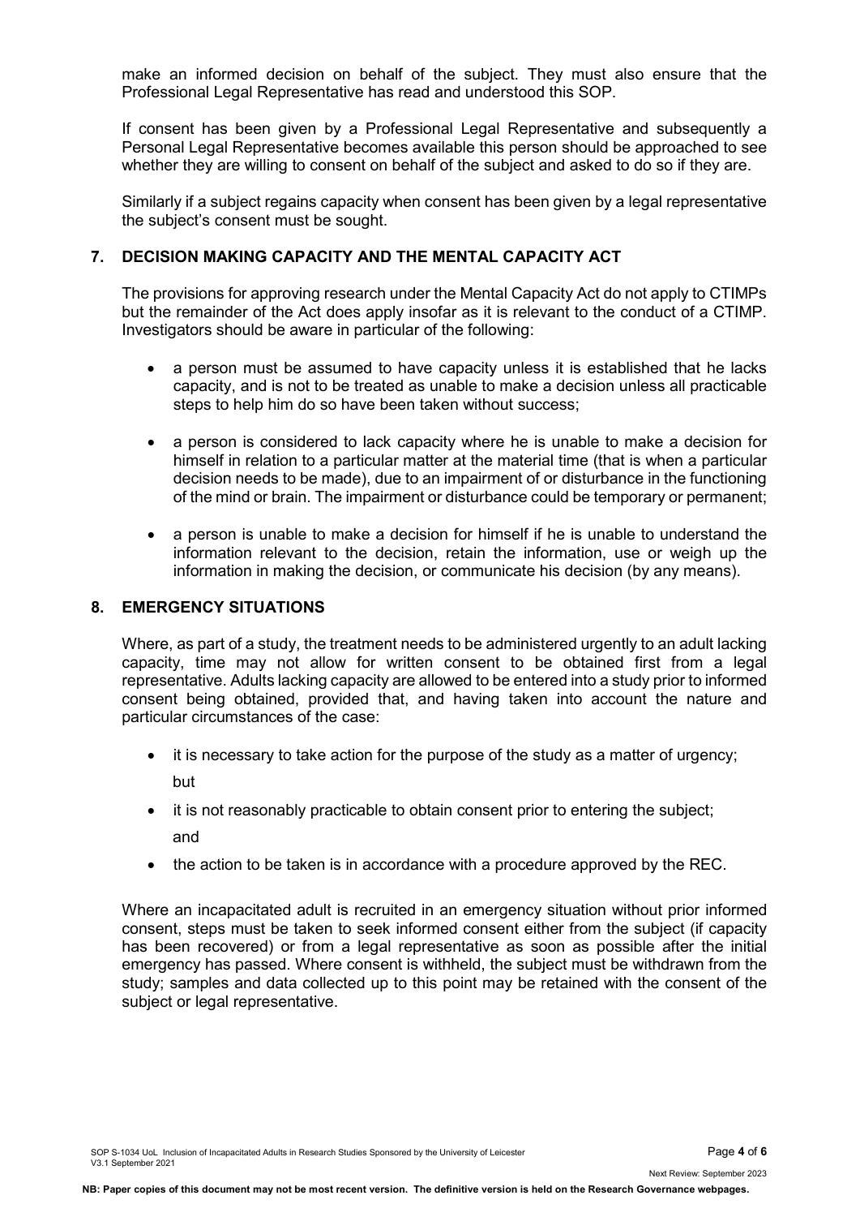make an informed decision on behalf of the subject. They must also ensure that the Professional Legal Representative has read and understood this SOP.

If consent has been given by a Professional Legal Representative and subsequently a Personal Legal Representative becomes available this person should be approached to see whether they are willing to consent on behalf of the subject and asked to do so if they are.

Similarly if a subject regains capacity when consent has been given by a legal representative the subject's consent must be sought.

## 7. DECISION MAKING CAPACITY AND THE MENTAL CAPACITY ACT

The provisions for approving research under the Mental Capacity Act do not apply to CTIMPs but the remainder of the Act does apply insofar as it is relevant to the conduct of a CTIMP. Investigators should be aware in particular of the following:

- a person must be assumed to have capacity unless it is established that he lacks capacity, and is not to be treated as unable to make a decision unless all practicable steps to help him do so have been taken without success;
- a person is considered to lack capacity where he is unable to make a decision for himself in relation to a particular matter at the material time (that is when a particular decision needs to be made), due to an impairment of or disturbance in the functioning of the mind or brain. The impairment or disturbance could be temporary or permanent;
- a person is unable to make a decision for himself if he is unable to understand the information relevant to the decision, retain the information, use or weigh up the information in making the decision, or communicate his decision (by any means).

## 8. EMERGENCY SITUATIONS

Where, as part of a study, the treatment needs to be administered urgently to an adult lacking capacity, time may not allow for written consent to be obtained first from a legal representative. Adults lacking capacity are allowed to be entered into a study prior to informed consent being obtained, provided that, and having taken into account the nature and particular circumstances of the case:

- it is necessary to take action for the purpose of the study as a matter of urgency;

  but

- it is not reasonably practicable to obtain consent prior to entering the subject;

  and

- the action to be taken is in accordance with a procedure approved by the REC.

Where an incapacitated adult is recruited in an emergency situation without prior informed consent, steps must be taken to seek informed consent either from the subject (if capacity has been recovered) or from a legal representative as soon as possible after the initial emergency has passed. Where consent is withheld, the subject must be withdrawn from the study; samples and data collected up to this point may be retained with the consent of the subject or legal representative.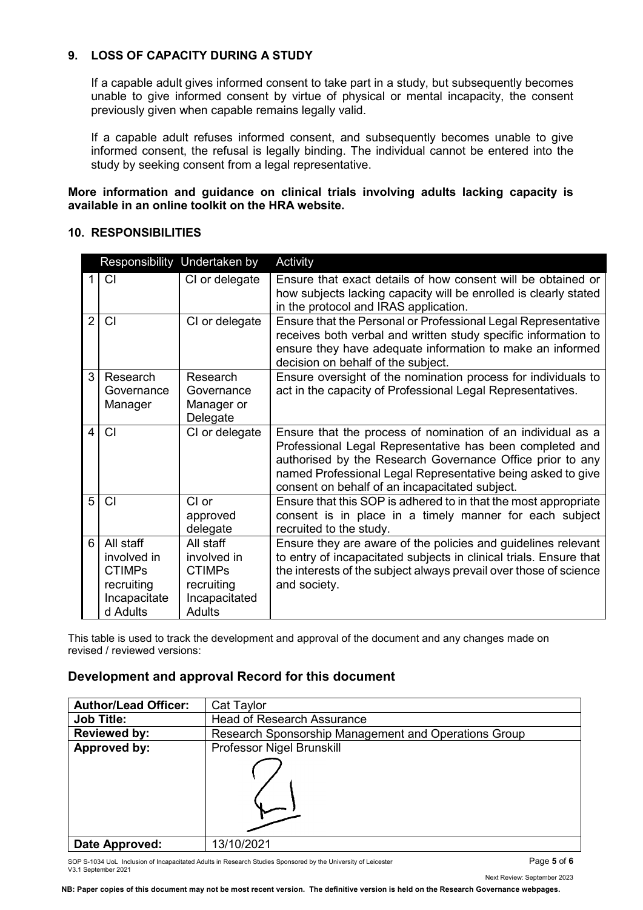## 9. LOSS OF CAPACITY DURING A STUDY

If a capable adult gives informed consent to take part in a study, but subsequently becomes unable to give informed consent by virtue of physical or mental incapacity, the consent previously given when capable remains legally valid.

If a capable adult refuses informed consent, and subsequently becomes unable to give informed consent, the refusal is legally binding. The individual cannot be entered into the study by seeking consent from a legal representative.

**More information and guidance on clinical trials involving adults lacking capacity is available in an online toolkit on the HRA website.**

## 10. RESPONSIBILITIES

| | Responsibility | Undertaken by | Activity |
|---|---|---|---|
| 1 | CI | CI or delegate | Ensure that exact details of how consent will be obtained or how subjects lacking capacity will be enrolled is clearly stated in the protocol and IRAS application. |
| 2 | CI | CI or delegate | Ensure that the Personal or Professional Legal Representative receives both verbal and written study specific information to ensure they have adequate information to make an informed decision on behalf of the subject. |
| 3 | Research Governance Manager | Research Governance Manager or Delegate | Ensure oversight of the nomination process for individuals to act in the capacity of Professional Legal Representatives. |
| 4 | CI | CI or delegate | Ensure that the process of nomination of an individual as a Professional Legal Representative has been completed and authorised by the Research Governance Office prior to any named Professional Legal Representative being asked to give consent on behalf of an incapacitated subject. |
| 5 | CI | CI or approved delegate | Ensure that this SOP is adhered to in that the most appropriate consent is in place in a timely manner for each subject recruited to the study. |
| 6 | All staff involved in CTIMPs recruiting Incapacitated Adults | All staff involved in CTIMPs recruiting Incapacitated Adults | Ensure they are aware of the policies and guidelines relevant to entry of incapacitated subjects in clinical trials. Ensure that the interests of the subject always prevail over those of science and society. |

This table is used to track the development and approval of the document and any changes made on revised / reviewed versions:

## Development and approval Record for this document

| | |
|---|---|
| **Author/Lead Officer:** | Cat Taylor |
| **Job Title:** | Head of Research Assurance |
| **Reviewed by:** | Research Sponsorship Management and Operations Group |
| **Approved by:** | Professor Nigel Brunskill |
| **Date Approved:** | 13/10/2021 |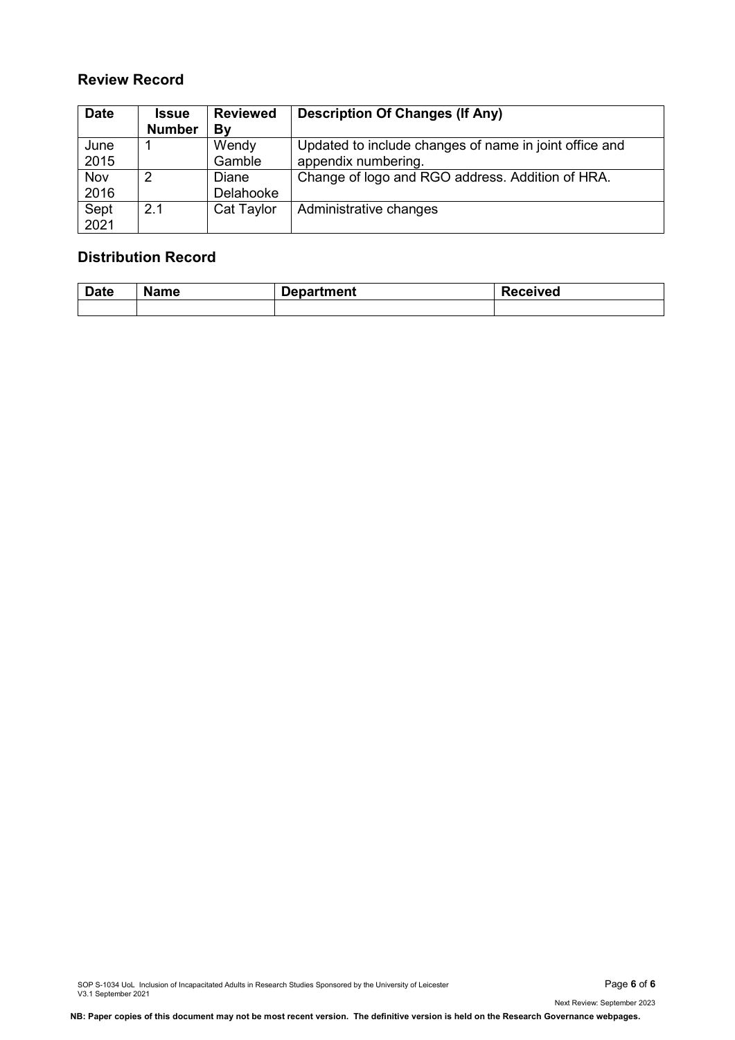## Review Record

| Date | Issue Number | Reviewed By | Description Of Changes (If Any) |
| --- | --- | --- | --- |
| June 2015 | 1 | Wendy Gamble | Updated to include changes of name in joint office and appendix numbering. |
| Nov 2016 | 2 | Diane Delahooke | Change of logo and RGO address. Addition of HRA. |
| Sept 2021 | 2.1 | Cat Taylor | Administrative changes |

## Distribution Record

| Date | Name | Department | Received |
| --- | --- | --- | --- |
| | | | |